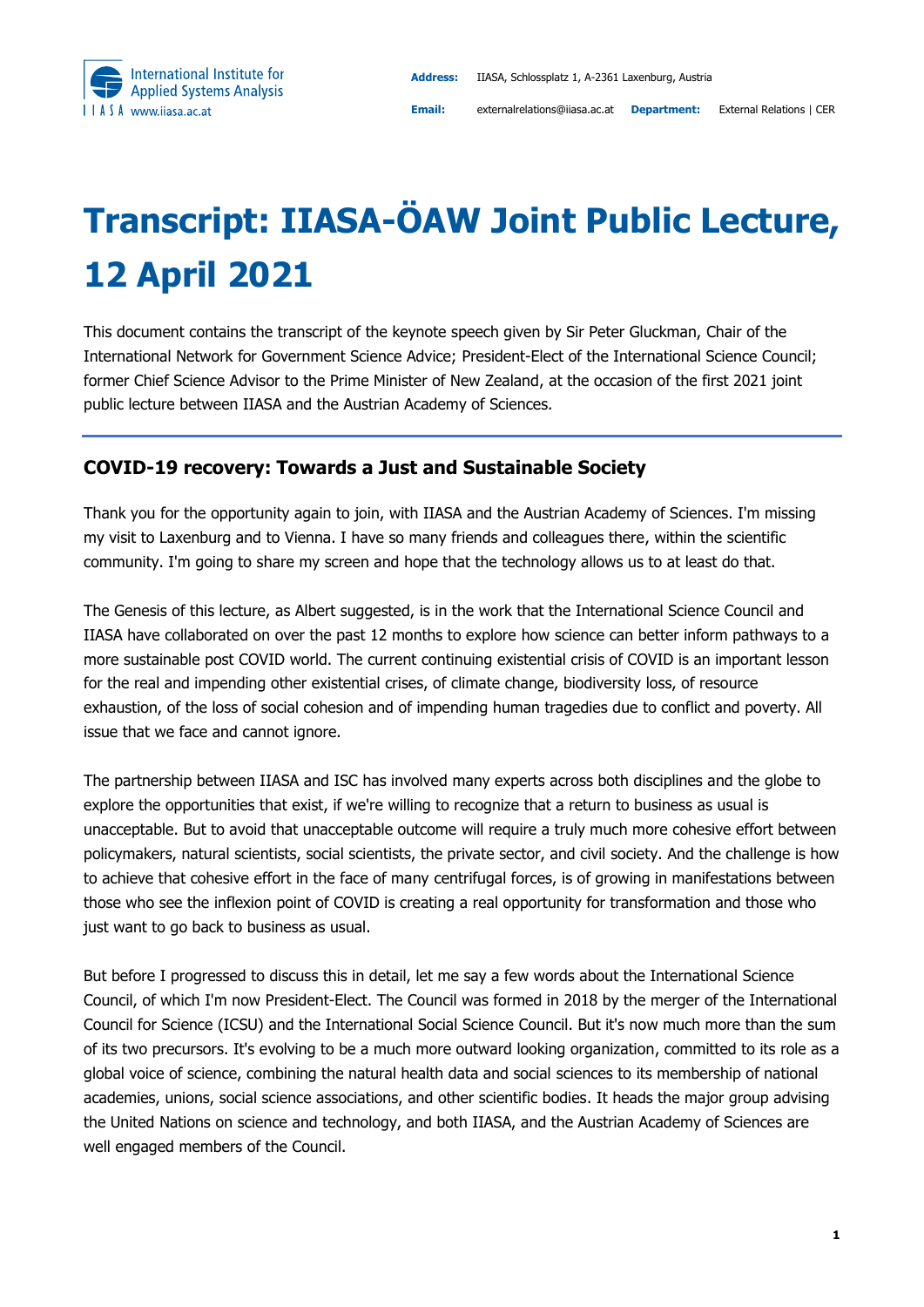# Transcript: IIASA-ÖAW Joint Public Lecture, 12 April 2021

This document contains the transcript of the keynote speech given by Sir Peter Gluckman, Chair of the International Network for Government Science Advice; President-Elect of the International Science Council; former Chief Science Advisor to the Prime Minister of New Zealand, at the occasion of the first 2021 joint public lecture between IIASA and the Austrian Academy of Sciences.

## COVID-19 recovery: Towards a Just and Sustainable Society

Thank you for the opportunity again to join, with IIASA and the Austrian Academy of Sciences. I'm missing my visit to Laxenburg and to Vienna. I have so many friends and colleagues there, within the scientific community. I'm going to share my screen and hope that the technology allows us to at least do that.

The Genesis of this lecture, as Albert suggested, is in the work that the International Science Council and IIASA have collaborated on over the past 12 months to explore how science can better inform pathways to a more sustainable post COVID world. The current continuing existential crisis of COVID is an important lesson for the real and impending other existential crises, of climate change, biodiversity loss, of resource exhaustion, of the loss of social cohesion and of impending human tragedies due to conflict and poverty. All issue that we face and cannot ignore.

The partnership between IIASA and ISC has involved many experts across both disciplines and the globe to explore the opportunities that exist, if we're willing to recognize that a return to business as usual is unacceptable. But to avoid that unacceptable outcome will require a truly much more cohesive effort between policymakers, natural scientists, social scientists, the private sector, and civil society. And the challenge is how to achieve that cohesive effort in the face of many centrifugal forces, is of growing in manifestations between those who see the inflexion point of COVID is creating a real opportunity for transformation and those who just want to go back to business as usual.

But before I progressed to discuss this in detail, let me say a few words about the International Science Council, of which I'm now President-Elect. The Council was formed in 2018 by the merger of the International Council for Science (ICSU) and the International Social Science Council. But it's now much more than the sum of its two precursors. It's evolving to be a much more outward looking organization, committed to its role as a global voice of science, combining the natural health data and social sciences to its membership of national academies, unions, social science associations, and other scientific bodies. It heads the major group advising the United Nations on science and technology, and both IIASA, and the Austrian Academy of Sciences are well engaged members of the Council.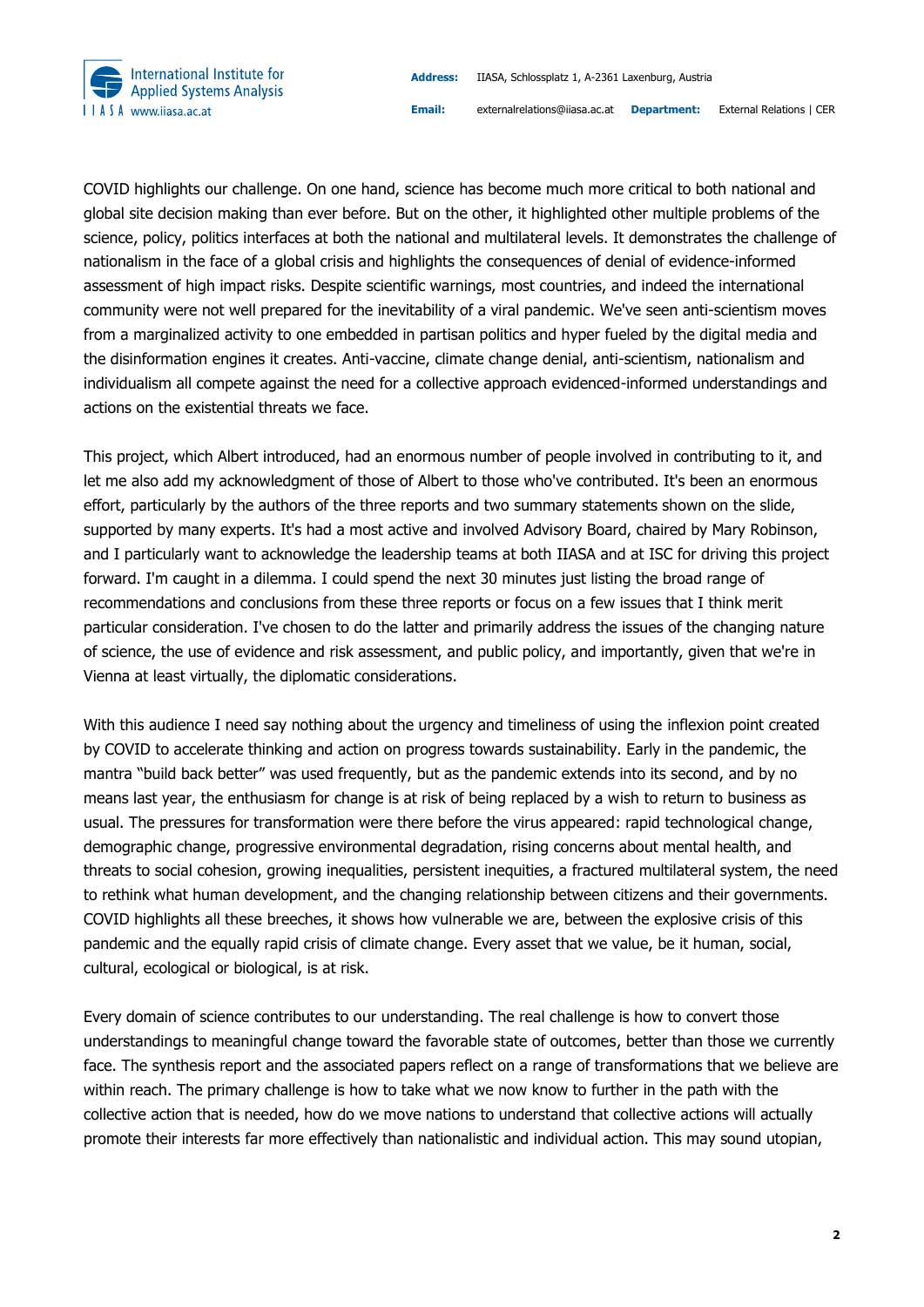COVID highlights our challenge. On one hand, science has become much more critical to both national and global site decision making than ever before. But on the other, it highlighted other multiple problems of the science, policy, politics interfaces at both the national and multilateral levels. It demonstrates the challenge of nationalism in the face of a global crisis and highlights the consequences of denial of evidence-informed assessment of high impact risks. Despite scientific warnings, most countries, and indeed the international community were not well prepared for the inevitability of a viral pandemic. We've seen anti-scientism moves from a marginalized activity to one embedded in partisan politics and hyper fueled by the digital media and the disinformation engines it creates. Anti-vaccine, climate change denial, anti-scientism, nationalism and individualism all compete against the need for a collective approach evidenced-informed understandings and actions on the existential threats we face.

This project, which Albert introduced, had an enormous number of people involved in contributing to it, and let me also add my acknowledgment of those of Albert to those who've contributed. It's been an enormous effort, particularly by the authors of the three reports and two summary statements shown on the slide, supported by many experts. It's had a most active and involved Advisory Board, chaired by Mary Robinson, and I particularly want to acknowledge the leadership teams at both IIASA and at ISC for driving this project forward. I'm caught in a dilemma. I could spend the next 30 minutes just listing the broad range of recommendations and conclusions from these three reports or focus on a few issues that I think merit particular consideration. I've chosen to do the latter and primarily address the issues of the changing nature of science, the use of evidence and risk assessment, and public policy, and importantly, given that we're in Vienna at least virtually, the diplomatic considerations.

With this audience I need say nothing about the urgency and timeliness of using the inflexion point created by COVID to accelerate thinking and action on progress towards sustainability. Early in the pandemic, the mantra "build back better" was used frequently, but as the pandemic extends into its second, and by no means last year, the enthusiasm for change is at risk of being replaced by a wish to return to business as usual. The pressures for transformation were there before the virus appeared: rapid technological change, demographic change, progressive environmental degradation, rising concerns about mental health, and threats to social cohesion, growing inequalities, persistent inequities, a fractured multilateral system, the need to rethink what human development, and the changing relationship between citizens and their governments. COVID highlights all these breeches, it shows how vulnerable we are, between the explosive crisis of this pandemic and the equally rapid crisis of climate change. Every asset that we value, be it human, social, cultural, ecological or biological, is at risk.

Every domain of science contributes to our understanding. The real challenge is how to convert those understandings to meaningful change toward the favorable state of outcomes, better than those we currently face. The synthesis report and the associated papers reflect on a range of transformations that we believe are within reach. The primary challenge is how to take what we now know to further in the path with the collective action that is needed, how do we move nations to understand that collective actions will actually promote their interests far more effectively than nationalistic and individual action. This may sound utopian,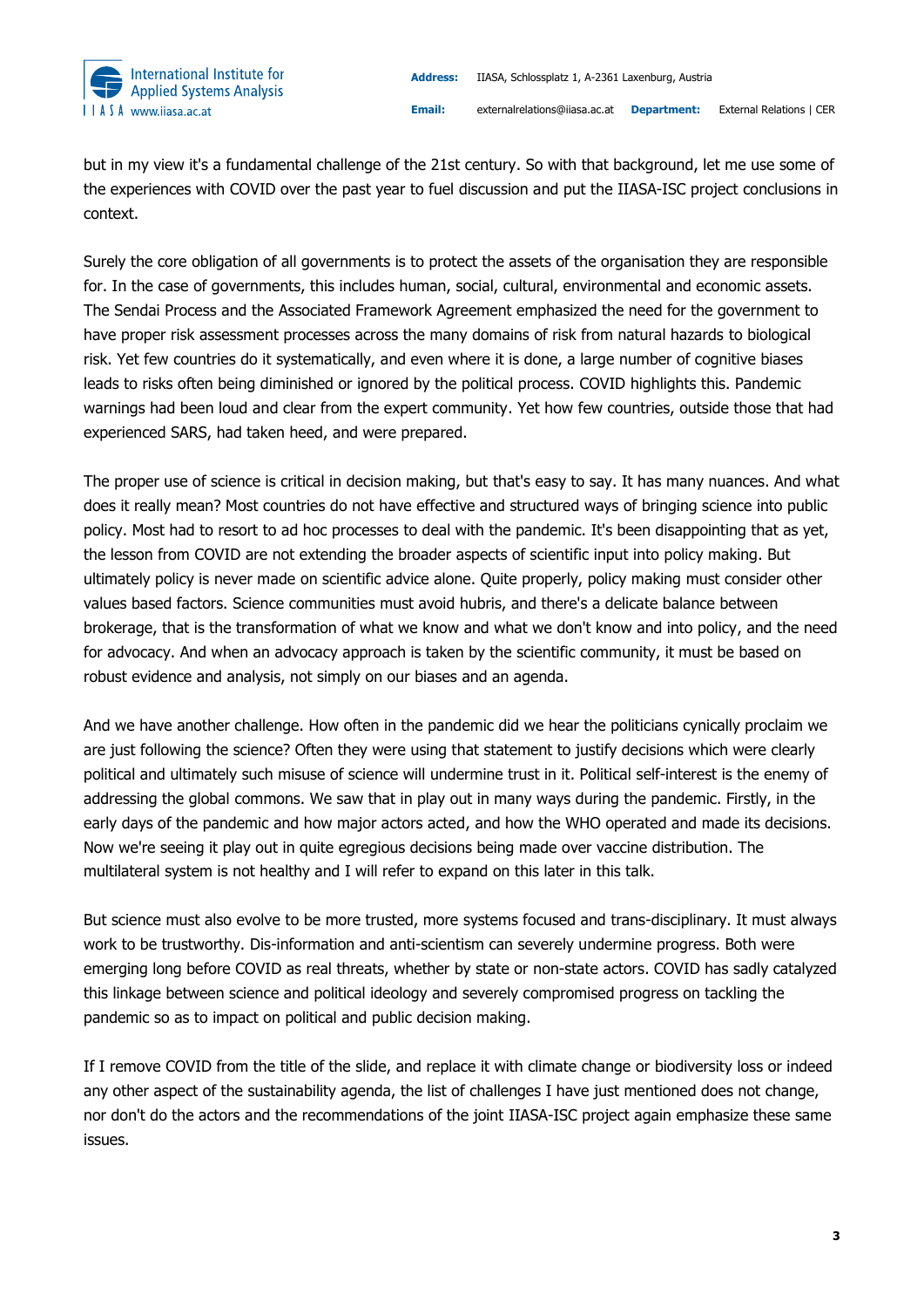but in my view it's a fundamental challenge of the 21st century. So with that background, let me use some of the experiences with COVID over the past year to fuel discussion and put the IIASA-ISC project conclusions in context.

Surely the core obligation of all governments is to protect the assets of the organisation they are responsible for. In the case of governments, this includes human, social, cultural, environmental and economic assets. The Sendai Process and the Associated Framework Agreement emphasized the need for the government to have proper risk assessment processes across the many domains of risk from natural hazards to biological risk. Yet few countries do it systematically, and even where it is done, a large number of cognitive biases leads to risks often being diminished or ignored by the political process. COVID highlights this. Pandemic warnings had been loud and clear from the expert community. Yet how few countries, outside those that had experienced SARS, had taken heed, and were prepared.

The proper use of science is critical in decision making, but that's easy to say. It has many nuances. And what does it really mean? Most countries do not have effective and structured ways of bringing science into public policy. Most had to resort to ad hoc processes to deal with the pandemic. It's been disappointing that as yet, the lesson from COVID are not extending the broader aspects of scientific input into policy making. But ultimately policy is never made on scientific advice alone. Quite properly, policy making must consider other values based factors. Science communities must avoid hubris, and there's a delicate balance between brokerage, that is the transformation of what we know and what we don't know and into policy, and the need for advocacy. And when an advocacy approach is taken by the scientific community, it must be based on robust evidence and analysis, not simply on our biases and an agenda.

And we have another challenge. How often in the pandemic did we hear the politicians cynically proclaim we are just following the science? Often they were using that statement to justify decisions which were clearly political and ultimately such misuse of science will undermine trust in it. Political self-interest is the enemy of addressing the global commons. We saw that in play out in many ways during the pandemic. Firstly, in the early days of the pandemic and how major actors acted, and how the WHO operated and made its decisions. Now we're seeing it play out in quite egregious decisions being made over vaccine distribution. The multilateral system is not healthy and I will refer to expand on this later in this talk.

But science must also evolve to be more trusted, more systems focused and trans-disciplinary. It must always work to be trustworthy. Dis-information and anti-scientism can severely undermine progress. Both were emerging long before COVID as real threats, whether by state or non-state actors. COVID has sadly catalyzed this linkage between science and political ideology and severely compromised progress on tackling the pandemic so as to impact on political and public decision making.

If I remove COVID from the title of the slide, and replace it with climate change or biodiversity loss or indeed any other aspect of the sustainability agenda, the list of challenges I have just mentioned does not change, nor don't do the actors and the recommendations of the joint IIASA-ISC project again emphasize these same issues.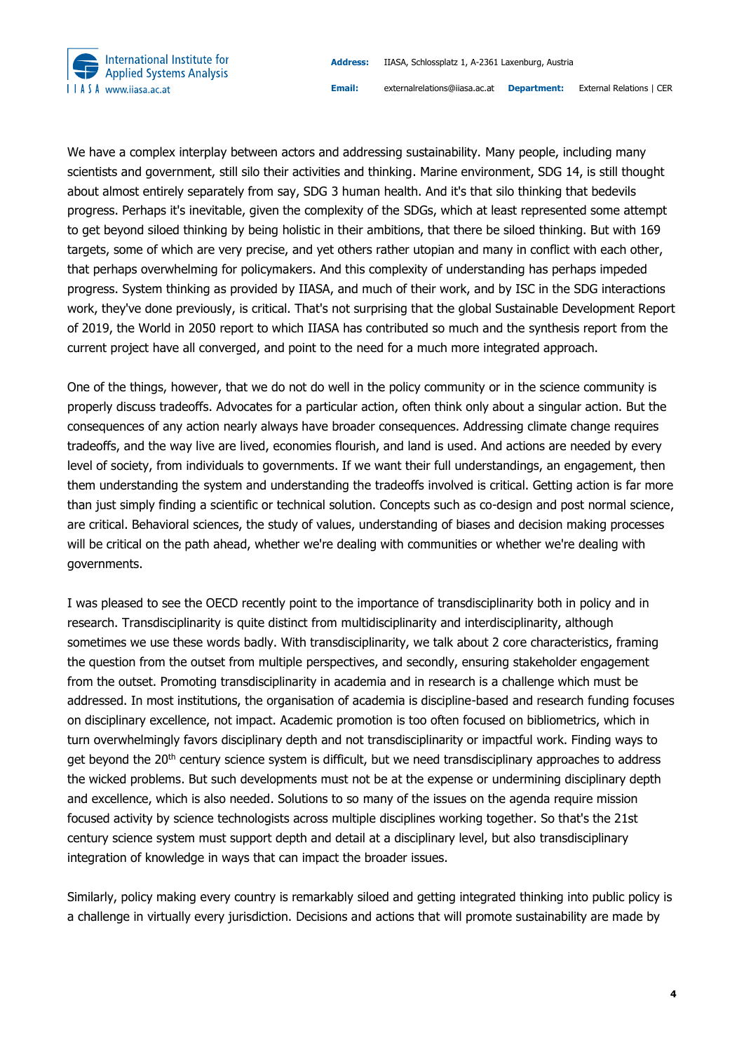We have a complex interplay between actors and addressing sustainability. Many people, including many scientists and government, still silo their activities and thinking. Marine environment, SDG 14, is still thought about almost entirely separately from say, SDG 3 human health. And it's that silo thinking that bedevils progress. Perhaps it's inevitable, given the complexity of the SDGs, which at least represented some attempt to get beyond siloed thinking by being holistic in their ambitions, that there be siloed thinking. But with 169 targets, some of which are very precise, and yet others rather utopian and many in conflict with each other, that perhaps overwhelming for policymakers. And this complexity of understanding has perhaps impeded progress. System thinking as provided by IIASA, and much of their work, and by ISC in the SDG interactions work, they've done previously, is critical. That's not surprising that the global Sustainable Development Report of 2019, the World in 2050 report to which IIASA has contributed so much and the synthesis report from the current project have all converged, and point to the need for a much more integrated approach.

One of the things, however, that we do not do well in the policy community or in the science community is properly discuss tradeoffs. Advocates for a particular action, often think only about a singular action. But the consequences of any action nearly always have broader consequences. Addressing climate change requires tradeoffs, and the way live are lived, economies flourish, and land is used. And actions are needed by every level of society, from individuals to governments. If we want their full understandings, an engagement, then them understanding the system and understanding the tradeoffs involved is critical. Getting action is far more than just simply finding a scientific or technical solution. Concepts such as co-design and post normal science, are critical. Behavioral sciences, the study of values, understanding of biases and decision making processes will be critical on the path ahead, whether we're dealing with communities or whether we're dealing with governments.

I was pleased to see the OECD recently point to the importance of transdisciplinarity both in policy and in research. Transdisciplinarity is quite distinct from multidisciplinarity and interdisciplinarity, although sometimes we use these words badly. With transdisciplinarity, we talk about 2 core characteristics, framing the question from the outset from multiple perspectives, and secondly, ensuring stakeholder engagement from the outset. Promoting transdisciplinarity in academia and in research is a challenge which must be addressed. In most institutions, the organisation of academia is discipline-based and research funding focuses on disciplinary excellence, not impact. Academic promotion is too often focused on bibliometrics, which in turn overwhelmingly favors disciplinary depth and not transdisciplinarity or impactful work. Finding ways to get beyond the 20th century science system is difficult, but we need transdisciplinary approaches to address the wicked problems. But such developments must not be at the expense or undermining disciplinary depth and excellence, which is also needed. Solutions to so many of the issues on the agenda require mission focused activity by science technologists across multiple disciplines working together. So that's the 21st century science system must support depth and detail at a disciplinary level, but also transdisciplinary integration of knowledge in ways that can impact the broader issues.

Similarly, policy making every country is remarkably siloed and getting integrated thinking into public policy is a challenge in virtually every jurisdiction. Decisions and actions that will promote sustainability are made by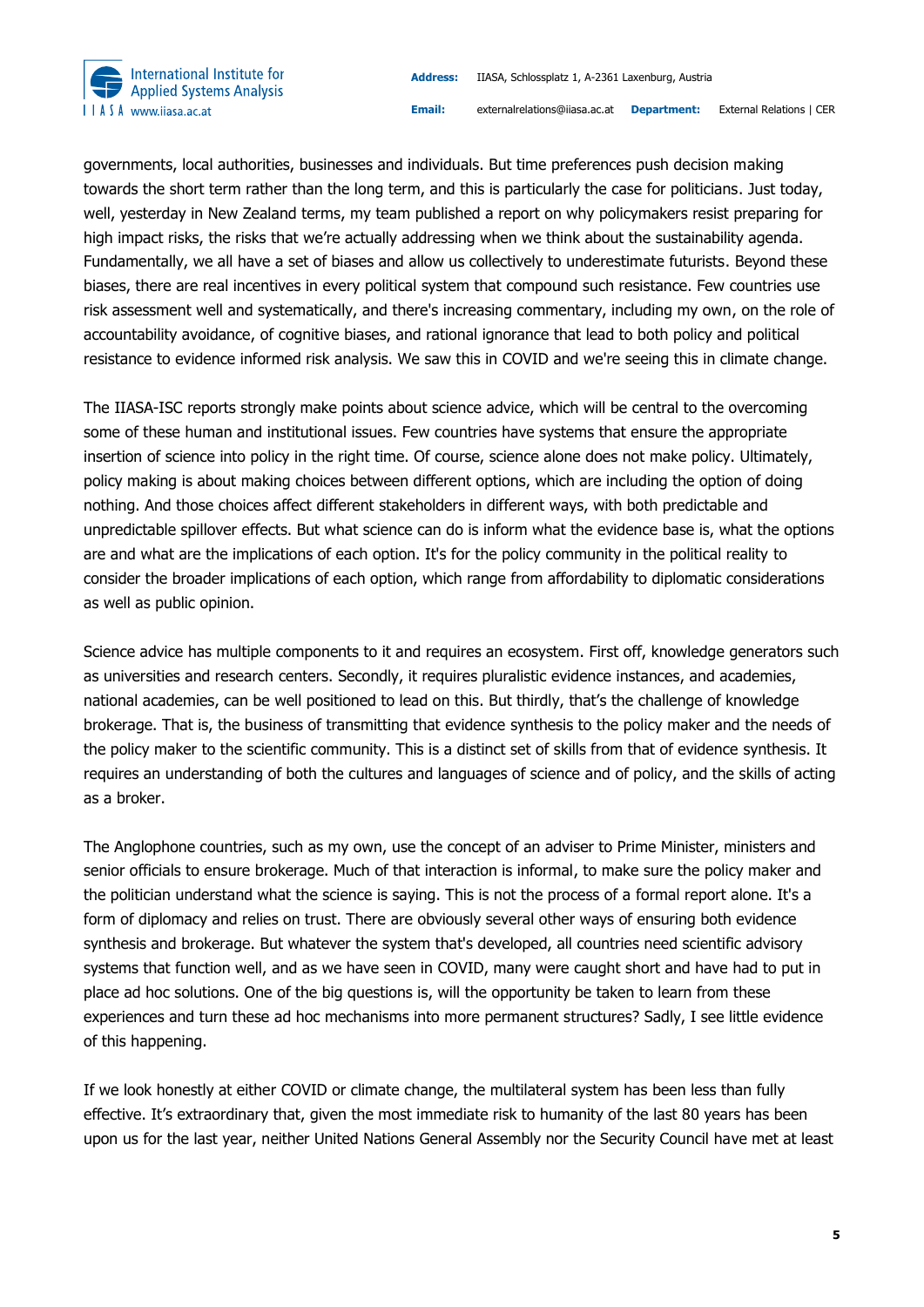governments, local authorities, businesses and individuals. But time preferences push decision making towards the short term rather than the long term, and this is particularly the case for politicians. Just today, well, yesterday in New Zealand terms, my team published a report on why policymakers resist preparing for high impact risks, the risks that we're actually addressing when we think about the sustainability agenda. Fundamentally, we all have a set of biases and allow us collectively to underestimate futurists. Beyond these biases, there are real incentives in every political system that compound such resistance. Few countries use risk assessment well and systematically, and there's increasing commentary, including my own, on the role of accountability avoidance, of cognitive biases, and rational ignorance that lead to both policy and political resistance to evidence informed risk analysis. We saw this in COVID and we're seeing this in climate change.

The IIASA-ISC reports strongly make points about science advice, which will be central to the overcoming some of these human and institutional issues. Few countries have systems that ensure the appropriate insertion of science into policy in the right time. Of course, science alone does not make policy. Ultimately, policy making is about making choices between different options, which are including the option of doing nothing. And those choices affect different stakeholders in different ways, with both predictable and unpredictable spillover effects. But what science can do is inform what the evidence base is, what the options are and what are the implications of each option. It's for the policy community in the political reality to consider the broader implications of each option, which range from affordability to diplomatic considerations as well as public opinion.

Science advice has multiple components to it and requires an ecosystem. First off, knowledge generators such as universities and research centers. Secondly, it requires pluralistic evidence instances, and academies, national academies, can be well positioned to lead on this. But thirdly, that's the challenge of knowledge brokerage. That is, the business of transmitting that evidence synthesis to the policy maker and the needs of the policy maker to the scientific community. This is a distinct set of skills from that of evidence synthesis. It requires an understanding of both the cultures and languages of science and of policy, and the skills of acting as a broker.

The Anglophone countries, such as my own, use the concept of an adviser to Prime Minister, ministers and senior officials to ensure brokerage. Much of that interaction is informal, to make sure the policy maker and the politician understand what the science is saying. This is not the process of a formal report alone. It's a form of diplomacy and relies on trust. There are obviously several other ways of ensuring both evidence synthesis and brokerage. But whatever the system that's developed, all countries need scientific advisory systems that function well, and as we have seen in COVID, many were caught short and have had to put in place ad hoc solutions. One of the big questions is, will the opportunity be taken to learn from these experiences and turn these ad hoc mechanisms into more permanent structures? Sadly, I see little evidence of this happening.

If we look honestly at either COVID or climate change, the multilateral system has been less than fully effective. It's extraordinary that, given the most immediate risk to humanity of the last 80 years has been upon us for the last year, neither United Nations General Assembly nor the Security Council have met at least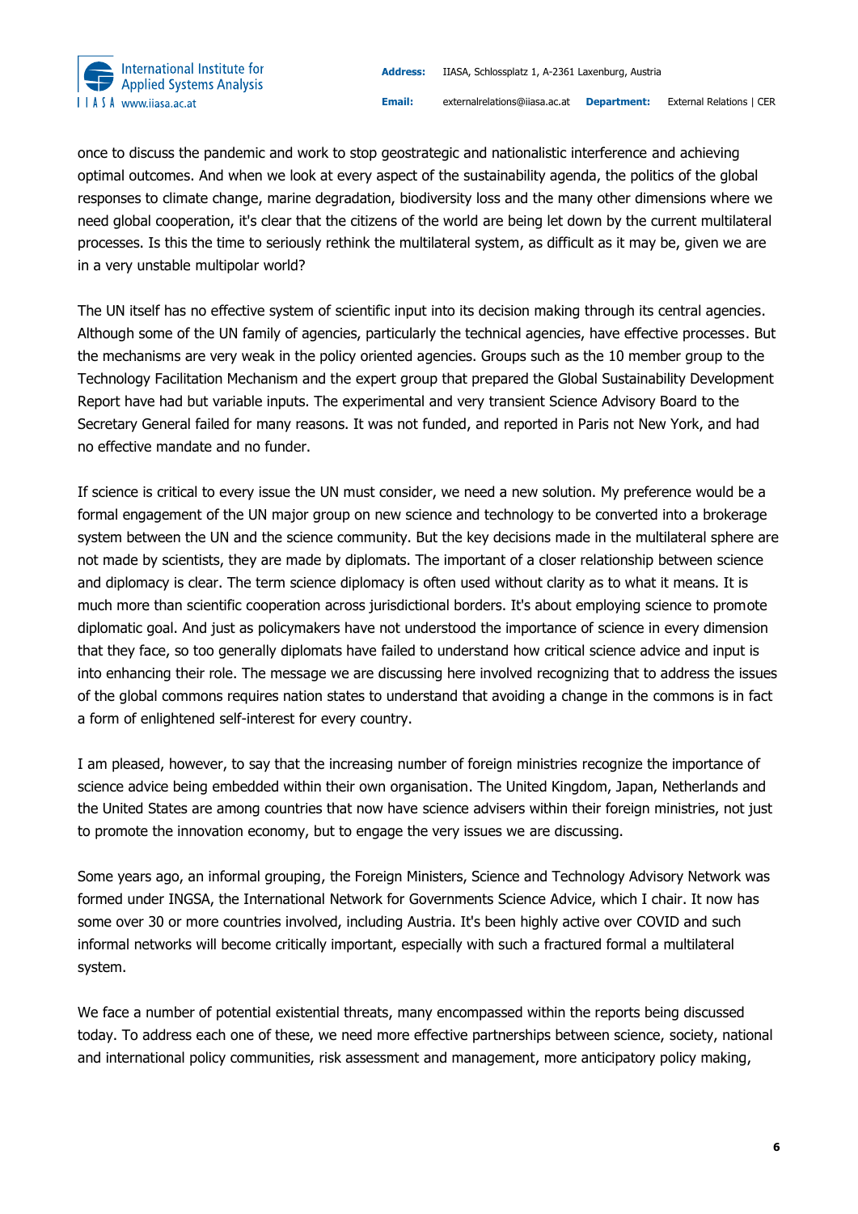once to discuss the pandemic and work to stop geostrategic and nationalistic interference and achieving optimal outcomes. And when we look at every aspect of the sustainability agenda, the politics of the global responses to climate change, marine degradation, biodiversity loss and the many other dimensions where we need global cooperation, it's clear that the citizens of the world are being let down by the current multilateral processes. Is this the time to seriously rethink the multilateral system, as difficult as it may be, given we are in a very unstable multipolar world?

The UN itself has no effective system of scientific input into its decision making through its central agencies. Although some of the UN family of agencies, particularly the technical agencies, have effective processes. But the mechanisms are very weak in the policy oriented agencies. Groups such as the 10 member group to the Technology Facilitation Mechanism and the expert group that prepared the Global Sustainability Development Report have had but variable inputs. The experimental and very transient Science Advisory Board to the Secretary General failed for many reasons. It was not funded, and reported in Paris not New York, and had no effective mandate and no funder.

If science is critical to every issue the UN must consider, we need a new solution. My preference would be a formal engagement of the UN major group on new science and technology to be converted into a brokerage system between the UN and the science community. But the key decisions made in the multilateral sphere are not made by scientists, they are made by diplomats. The important of a closer relationship between science and diplomacy is clear. The term science diplomacy is often used without clarity as to what it means. It is much more than scientific cooperation across jurisdictional borders. It's about employing science to promote diplomatic goal. And just as policymakers have not understood the importance of science in every dimension that they face, so too generally diplomats have failed to understand how critical science advice and input is into enhancing their role. The message we are discussing here involved recognizing that to address the issues of the global commons requires nation states to understand that avoiding a change in the commons is in fact a form of enlightened self-interest for every country.

I am pleased, however, to say that the increasing number of foreign ministries recognize the importance of science advice being embedded within their own organisation. The United Kingdom, Japan, Netherlands and the United States are among countries that now have science advisers within their foreign ministries, not just to promote the innovation economy, but to engage the very issues we are discussing.

Some years ago, an informal grouping, the Foreign Ministers, Science and Technology Advisory Network was formed under INGSA, the International Network for Governments Science Advice, which I chair. It now has some over 30 or more countries involved, including Austria. It's been highly active over COVID and such informal networks will become critically important, especially with such a fractured formal a multilateral system.

We face a number of potential existential threats, many encompassed within the reports being discussed today. To address each one of these, we need more effective partnerships between science, society, national and international policy communities, risk assessment and management, more anticipatory policy making,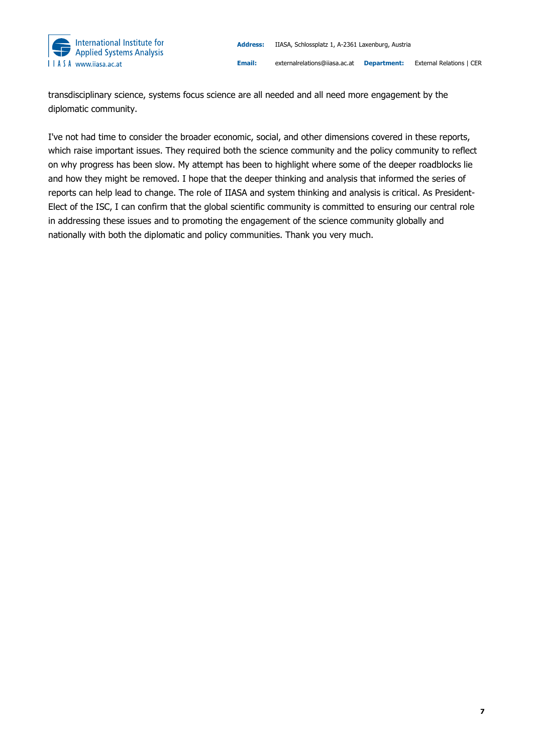transdisciplinary science, systems focus science are all needed and all need more engagement by the diplomatic community.

I've not had time to consider the broader economic, social, and other dimensions covered in these reports, which raise important issues. They required both the science community and the policy community to reflect on why progress has been slow. My attempt has been to highlight where some of the deeper roadblocks lie and how they might be removed. I hope that the deeper thinking and analysis that informed the series of reports can help lead to change. The role of IIASA and system thinking and analysis is critical. As President-Elect of the ISC, I can confirm that the global scientific community is committed to ensuring our central role in addressing these issues and to promoting the engagement of the science community globally and nationally with both the diplomatic and policy communities. Thank you very much.